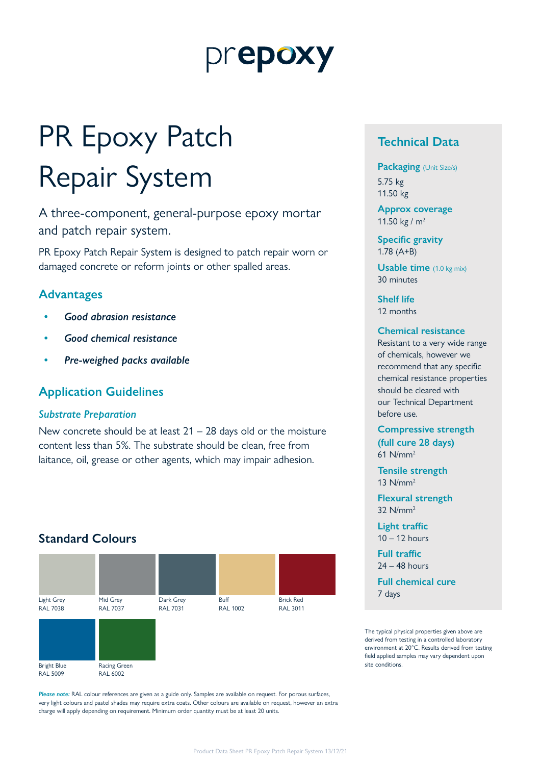# prepoxy

# PR Epoxy Patch Repair System

A three-component, general-purpose epoxy mortar and patch repair system.

PR Epoxy Patch Repair System is designed to patch repair worn or damaged concrete or reform joints or other spalled areas.

## Advantages

- ***Good abrasion resistance***
- ***Good chemical resistance***
- ***Pre-weighed packs available***

## Application Guidelines

### *Substrate Preparation*

New concrete should be at least 21 – 28 days old or the moisture content less than 5%. The substrate should be clean, free from laitance, oil, grease or other agents, which may impair adhesion.

## Standard Colours

Light Grey
RAL 7038

Mid Grey
RAL 7037

Dark Grey
RAL 7031

Buff
RAL 1002

Brick Red
RAL 3011

Bright Blue
RAL 5009

Racing Green
RAL 6002

***Please note:*** RAL colour references are given as a guide only. Samples are available on request. For porous surfaces, very light colours and pastel shades may require extra coats. Other colours are available on request, however an extra charge will apply depending on requirement. Minimum order quantity must be at least 20 units.

## Technical Data

**Packaging** (Unit Size/s)
5.75 kg
11.50 kg

**Approx coverage**
11.50 kg / m$^2$

**Specific gravity**
1.78 (A+B)

**Usable time** (1.0 kg mix)
30 minutes

**Shelf life**
12 months

**Chemical resistance**
Resistant to a very wide range of chemicals, however we recommend that any specific chemical resistance properties should be cleared with our Technical Department before use.

**Compressive strength (full cure 28 days)**
61 N/mm$^2$

**Tensile strength**
13 N/mm$^2$

**Flexural strength**
32 N/mm$^2$

**Light traffic**
10 – 12 hours

**Full traffic**
24 – 48 hours

**Full chemical cure**
7 days

The typical physical properties given above are derived from testing in a controlled laboratory environment at 20°C. Results derived from testing field applied samples may vary dependent upon site conditions.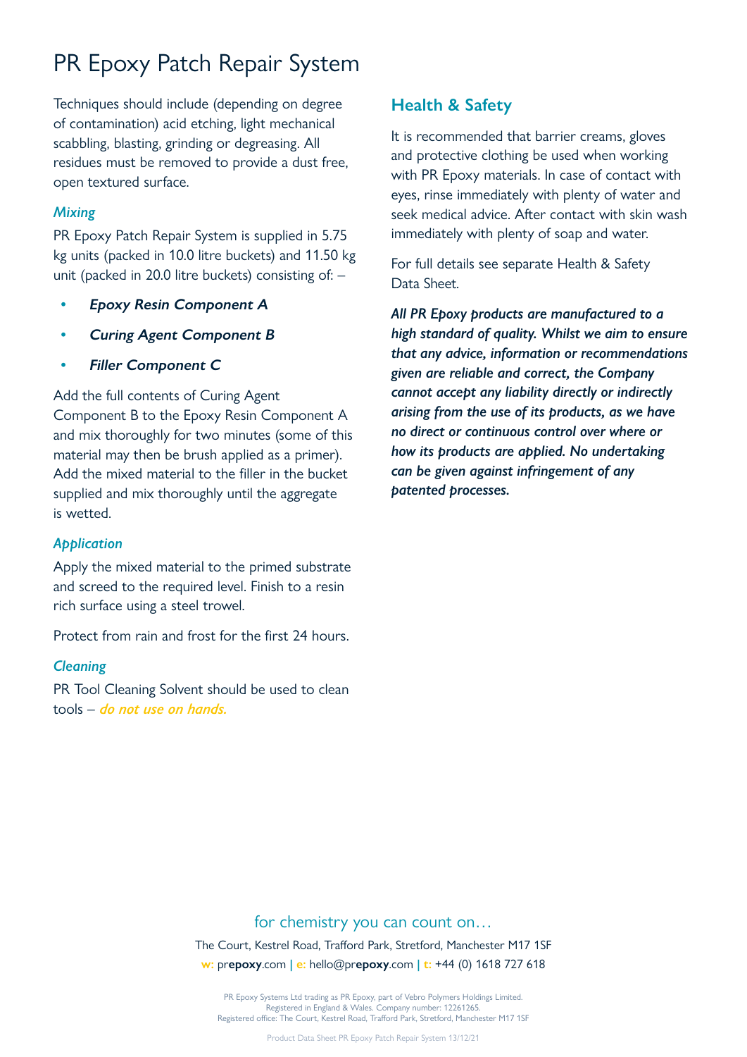# PR Epoxy Patch Repair System

Techniques should include (depending on degree of contamination) acid etching, light mechanical scabbling, blasting, grinding or degreasing. All residues must be removed to provide a dust free, open textured surface.

### *Mixing*

PR Epoxy Patch Repair System is supplied in 5.75 kg units (packed in 10.0 litre buckets) and 11.50 kg unit (packed in 20.0 litre buckets) consisting of: –

- ***Epoxy Resin Component A***
- ***Curing Agent Component B***
- ***Filler Component C***

Add the full contents of Curing Agent Component B to the Epoxy Resin Component A and mix thoroughly for two minutes (some of this material may then be brush applied as a primer). Add the mixed material to the filler in the bucket supplied and mix thoroughly until the aggregate is wetted.

### *Application*

Apply the mixed material to the primed substrate and screed to the required level. Finish to a resin rich surface using a steel trowel.

Protect from rain and frost for the first 24 hours.

### *Cleaning*

PR Tool Cleaning Solvent should be used to clean tools – *do not use on hands.*

## Health & Safety

It is recommended that barrier creams, gloves and protective clothing be used when working with PR Epoxy materials. In case of contact with eyes, rinse immediately with plenty of water and seek medical advice. After contact with skin wash immediately with plenty of soap and water.

For full details see separate Health & Safety Data Sheet.

***All PR Epoxy products are manufactured to a high standard of quality. Whilst we aim to ensure that any advice, information or recommendations given are reliable and correct, the Company cannot accept any liability directly or indirectly arising from the use of its products, as we have no direct or continuous control over where or how its products are applied. No undertaking can be given against infringement of any patented processes.***

for chemistry you can count on…

The Court, Kestrel Road, Trafford Park, Stretford, Manchester M17 1SF

w: prepoxy.com | e: hello@prepoxy.com | t: +44 (0) 1618 727 618

PR Epoxy Systems Ltd trading as PR Epoxy, part of Vebro Polymers Holdings Limited.
Registered in England & Wales. Company number: 12261265.
Registered office: The Court, Kestrel Road, Trafford Park, Stretford, Manchester M17 1SF

Product Data Sheet PR Epoxy Patch Repair System 13/12/21